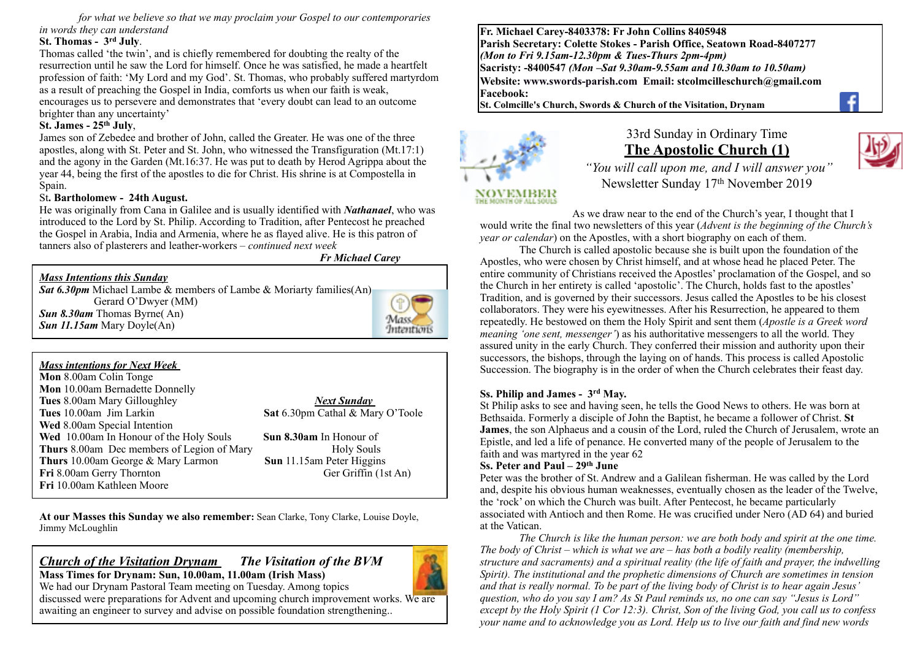*for what we believe so that we may proclaim your Gospel to our contemporaries in words they can understand*

**St. Thomas - 3rd July**.

Thomas called 'the twin', and is chiefly remembered for doubting the realty of the resurrection until he saw the Lord for himself. Once he was satisfied, he made a heartfelt profession of faith: 'My Lord and my God'. St. Thomas, who probably suffered martyrdom as a result of preaching the Gospel in India, comforts us when our faith is weak, encourages us to persevere and demonstrates that 'every doubt can lead to an outcome brighter than any uncertainty'

**St. James - 25th July**,

James son of Zebedee and brother of John, called the Greater. He was one of the three apostles, along with St. Peter and St. John, who witnessed the Transfiguration (Mt.17:1) and the agony in the Garden (Mt.16:37. He was put to death by Herod Agrippa about the year 44, being the first of the apostles to die for Christ. His shrine is at Compostella in Spain.

**St. Bartholomew - 24th August.**

He was originally from Cana in Galilee and is usually identified with ***Nathanael***, who was introduced to the Lord by St. Philip. According to Tradition, after Pentecost he preached the Gospel in Arabia, India and Armenia, where he as flayed alive. He is this patron of tanners also of plasterers and leather-workers – *continued next week*

***Fr Michael Carey***

***Mass Intentions this Sunday***

***Sat 6.30pm*** Michael Lambe & members of Lambe & Moriarty families(An)
Gerard O'Dwyer (MM)
***Sun 8.30am*** Thomas Byrne( An)
***Sun 11.15am*** Mary Doyle(An)

***Mass intentions for Next Week***

**Mon** 8.00am Colin Tonge
**Mon** 10.00am Bernadette Donnelly
**Tues** 8.00am Mary Gilloughley
**Tues** 10.00am Jim Larkin
**Wed** 8.00am Special Intention
**Wed** 10.00am In Honour of the Holy Souls
**Thurs** 8.00am Dec members of Legion of Mary
**Thurs** 10.00am George & Mary Larmon
**Fri** 8.00am Gerry Thornton
**Fri** 10.00am Kathleen Moore

***Next Sunday***
**Sat** 6.30pm Cathal & Mary O'Toole
**Sun 8.30am** In Honour of Holy Souls
**Sun** 11.15am Peter Higgins
Ger Griffin (1st An)

**At our Masses this Sunday we also remember:** Sean Clarke, Tony Clarke, Louise Doyle, Jimmy McLoughlin

***Church of the Visitation Drynam    The Visitation of the BVM***

**Mass Times for Drynam: Sun, 10.00am, 11.00am (Irish Mass)**

We had our Drynam Pastoral Team meeting on Tuesday. Among topics discussed were preparations for Advent and upcoming church improvement works. We are awaiting an engineer to survey and advise on possible foundation strengthening..

**Fr. Michael Carey-8403378: Fr John Collins 8405948**
**Parish Secretary: Colette Stokes - Parish Office, Seatown Road-8407277**
***(Mon to Fri 9.15am-12.30pm & Tues-Thurs 2pm-4pm)***
**Sacristy: -8400547 *(Mon –Sat 9.30am-9.55am and 10.30am to 10.50am)***
**Website: www.swords-parish.com Email: stcolmcilleschurch@gmail.com**
**Facebook:**
**St. Colmcille's Church, Swords & Church of the Visitation, Drynam**

NOVEMBER
THE MONTH OF ALL SOULS

33rd Sunday in Ordinary Time

## The Apostolic Church (1)

*"You will call upon me, and I will answer you"*

Newsletter Sunday 17th November 2019

As we draw near to the end of the Church's year, I thought that I would write the final two newsletters of this year (*Advent is the beginning of the Church's year or calendar*) on the Apostles, with a short biography on each of them.

The Church is called apostolic because she is built upon the foundation of the Apostles, who were chosen by Christ himself, and at whose head he placed Peter. The entire community of Christians received the Apostles' proclamation of the Gospel, and so the Church in her entirety is called 'apostolic'. The Church, holds fast to the apostles' Tradition, and is governed by their successors. Jesus called the Apostles to be his closest collaborators. They were his eyewitnesses. After his Resurrection, he appeared to them repeatedly. He bestowed on them the Holy Spirit and sent them (*Apostle is a Greek word meaning 'one sent, messenger'*) as his authoritative messengers to all the world. They assured unity in the early Church. They conferred their mission and authority upon their successors, the bishops, through the laying on of hands. This process is called Apostolic Succession. The biography is in the order of when the Church celebrates their feast day.

**Ss. Philip and James - 3rd May.**

St Philip asks to see and having seen, he tells the Good News to others. He was born at Bethsaida. Formerly a disciple of John the Baptist, he became a follower of Christ. **St James**, the son Alphaeus and a cousin of the Lord, ruled the Church of Jerusalem, wrote an Epistle, and led a life of penance. He converted many of the people of Jerusalem to the faith and was martyred in the year 62

**Ss. Peter and Paul – 29th June**

Peter was the brother of St. Andrew and a Galilean fisherman. He was called by the Lord and, despite his obvious human weaknesses, eventually chosen as the leader of the Twelve, the 'rock' on which the Church was built. After Pentecost, he became particularly associated with Antioch and then Rome. He was crucified under Nero (AD 64) and buried at the Vatican.

*The Church is like the human person: we are both body and spirit at the one time. The body of Christ – which is what we are – has both a bodily reality (membership, structure and sacraments) and a spiritual reality (the life of faith and prayer, the indwelling Spirit). The institutional and the prophetic dimensions of Church are sometimes in tension and that is really normal. To be part of the living body of Christ is to hear again Jesus' question, who do you say I am? As St Paul reminds us, no one can say "Jesus is Lord" except by the Holy Spirit (1 Cor 12:3). Christ, Son of the living God, you call us to confess your name and to acknowledge you as Lord. Help us to live our faith and find new words*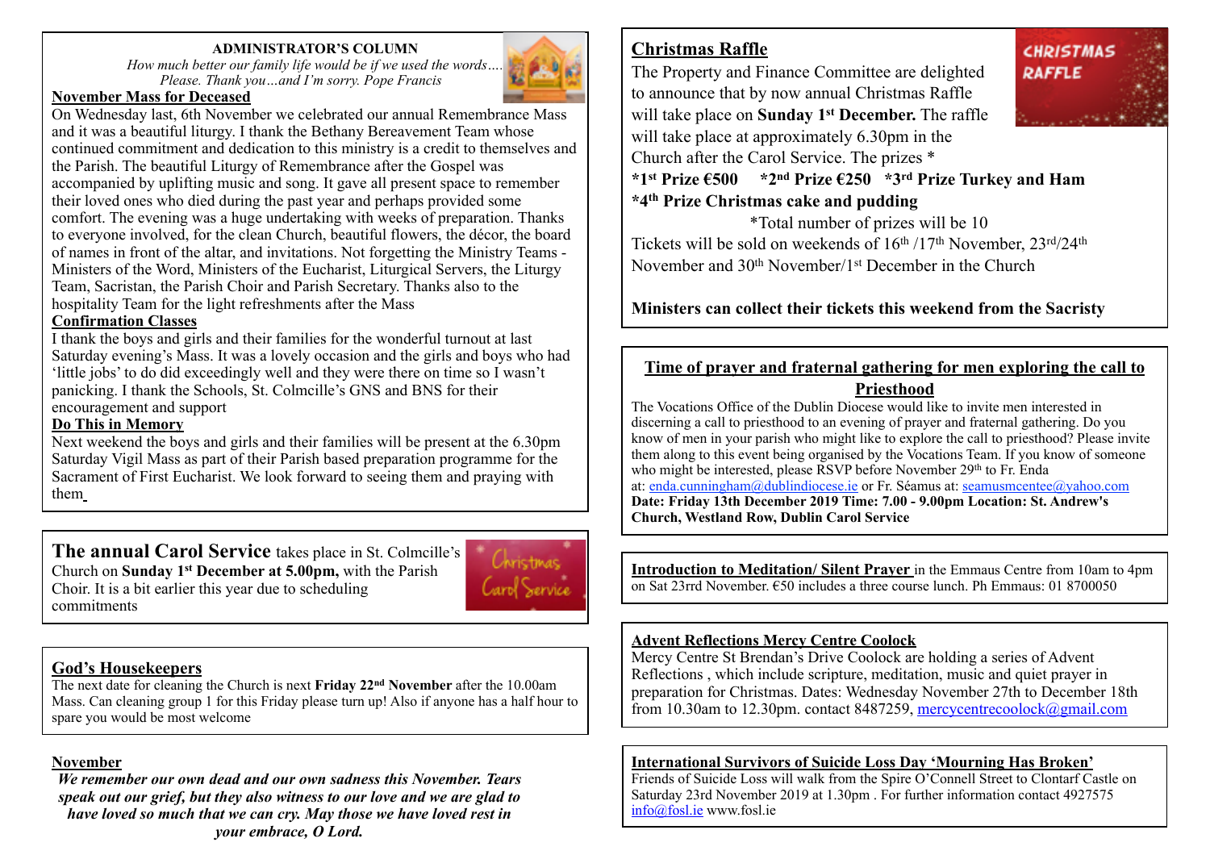**ADMINISTRATOR'S COLUMN**

*How much better our family life would be if we used the words…. Please. Thank you…and I'm sorry. Pope Francis*

**November Mass for Deceased**

On Wednesday last, 6th November we celebrated our annual Remembrance Mass and it was a beautiful liturgy. I thank the Bethany Bereavement Team whose continued commitment and dedication to this ministry is a credit to themselves and the Parish. The beautiful Liturgy of Remembrance after the Gospel was accompanied by uplifting music and song. It gave all present space to remember their loved ones who died during the past year and perhaps provided some comfort. The evening was a huge undertaking with weeks of preparation. Thanks to everyone involved, for the clean Church, beautiful flowers, the décor, the board of names in front of the altar, and invitations. Not forgetting the Ministry Teams - Ministers of the Word, Ministers of the Eucharist, Liturgical Servers, the Liturgy Team, Sacristan, the Parish Choir and Parish Secretary. Thanks also to the hospitality Team for the light refreshments after the Mass

**Confirmation Classes**

I thank the boys and girls and their families for the wonderful turnout at last Saturday evening's Mass. It was a lovely occasion and the girls and boys who had 'little jobs' to do did exceedingly well and they were there on time so I wasn't panicking. I thank the Schools, St. Colmcille's GNS and BNS for their encouragement and support

**Do This in Memory**

Next weekend the boys and girls and their families will be present at the 6.30pm Saturday Vigil Mass as part of their Parish based preparation programme for the Sacrament of First Eucharist. We look forward to seeing them and praying with them

**The annual Carol Service** takes place in St. Colmcille's Church on **Sunday 1st December at 5.00pm,** with the Parish Choir. It is a bit earlier this year due to scheduling commitments

**God's Housekeepers**

The next date for cleaning the Church is next **Friday 22nd November** after the 10.00am Mass. Can cleaning group 1 for this Friday please turn up! Also if anyone has a half hour to spare you would be most welcome

**November**

***We remember our own dead and our own sadness this November. Tears speak out our grief, but they also witness to our love and we are glad to have loved so much that we can cry. May those we have loved rest in your embrace, O Lord.***

**Christmas Raffle**

The Property and Finance Committee are delighted to announce that by now annual Christmas Raffle will take place on **Sunday 1st December.** The raffle will take place at approximately 6.30pm in the Church after the Carol Service. The prizes *

**\*1st Prize €500 \*2nd Prize €250 \*3rd Prize Turkey and Ham**

**\*4th Prize Christmas cake and pudding**

*Total number of prizes will be 10

Tickets will be sold on weekends of 16th /17th November, 23rd/24th November and 30th November/1st December in the Church

**Ministers can collect their tickets this weekend from the Sacristy**

**Time of prayer and fraternal gathering for men exploring the call to Priesthood**

The Vocations Office of the Dublin Diocese would like to invite men interested in discerning a call to priesthood to an evening of prayer and fraternal gathering. Do you know of men in your parish who might like to explore the call to priesthood? Please invite them along to this event being organised by the Vocations Team. If you know of someone who might be interested, please RSVP before November 29th to Fr. Enda at: enda.cunningham@dublindiocese.ie or Fr. Séamus at: seamusmcentee@yahoo.com **Date: Friday 13th December 2019 Time: 7.00 - 9.00pm Location: St. Andrew's Church, Westland Row, Dublin Carol Service**

**Introduction to Meditation/ Silent Prayer** in the Emmaus Centre from 10am to 4pm on Sat 23rrd November. €50 includes a three course lunch. Ph Emmaus: 01 8700050

**Advent Reflections Mercy Centre Coolock**

Mercy Centre St Brendan's Drive Coolock are holding a series of Advent Reflections , which include scripture, meditation, music and quiet prayer in preparation for Christmas. Dates: Wednesday November 27th to December 18th from 10.30am to 12.30pm. contact 8487259, mercycentrecoolock@gmail.com

**International Survivors of Suicide Loss Day 'Mourning Has Broken'**

Friends of Suicide Loss will walk from the Spire O'Connell Street to Clontarf Castle on Saturday 23rd November 2019 at 1.30pm . For further information contact 4927575 info@fosl.ie www.fosl.ie